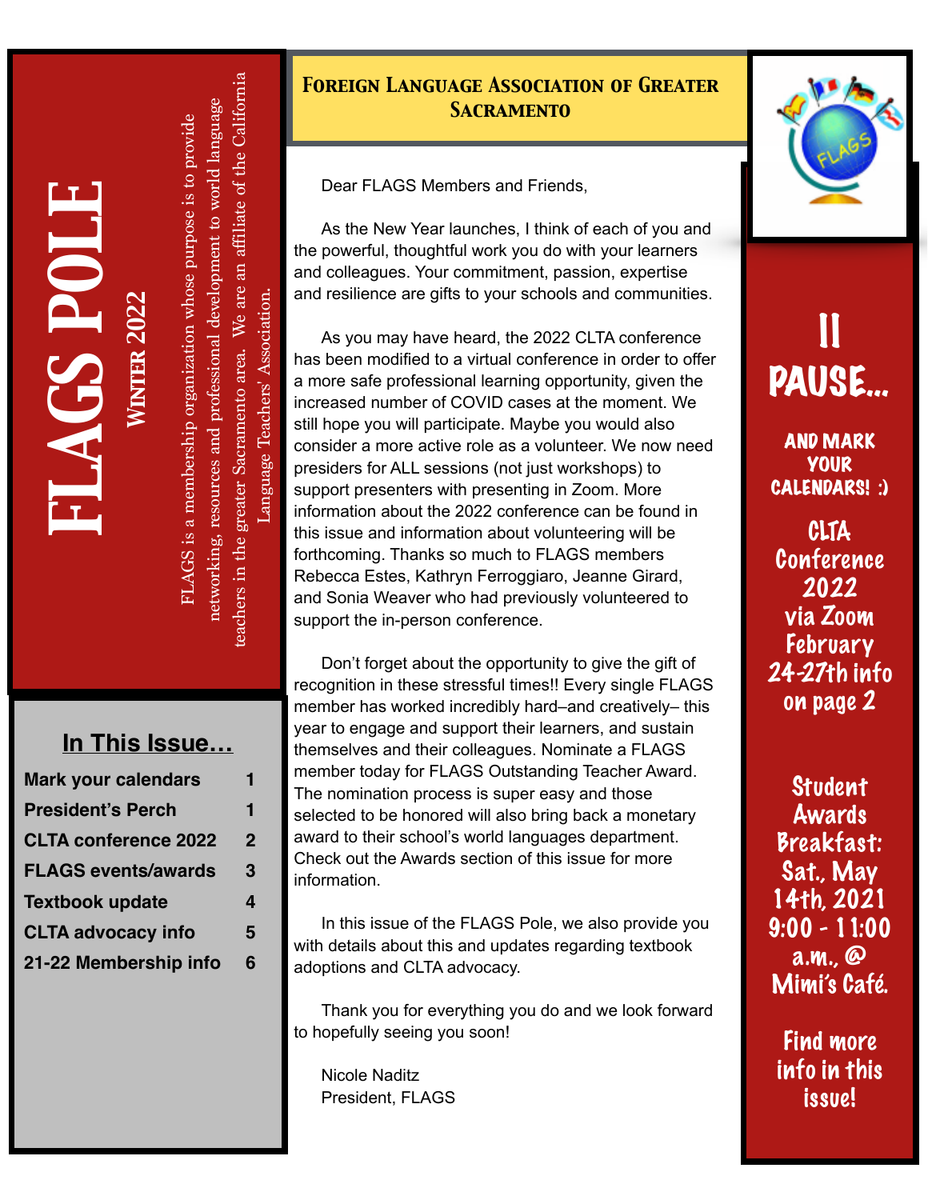# FLAGS POLE

## Winter 2022

FLAGS is a membership organization whose purpose is to provide networking, resources and professional development to world language teachers in the greater Sacramento area. We are an affiliate of the California Language Teachers' Association.

### In This Issue…

| | |
|---|---|
| Mark your calendars | 1 |
| President's Perch | 1 |
| CLTA conference 2022 | 2 |
| FLAGS events/awards | 3 |
| Textbook update | 4 |
| CLTA advocacy info | 5 |
| 21-22 Membership info | 6 |

## Foreign Language Association of Greater Sacramento

Dear FLAGS Members and Friends,

As the New Year launches, I think of each of you and the powerful, thoughtful work you do with your learners and colleagues. Your commitment, passion, expertise and resilience are gifts to your schools and communities.

As you may have heard, the 2022 CLTA conference has been modified to a virtual conference in order to offer a more safe professional learning opportunity, given the increased number of COVID cases at the moment. We still hope you will participate. Maybe you would also consider a more active role as a volunteer. We now need presiders for ALL sessions (not just workshops) to support presenters with presenting in Zoom. More information about the 2022 conference can be found in this issue and information about volunteering will be forthcoming. Thanks so much to FLAGS members Rebecca Estes, Kathryn Ferroggiaro, Jeanne Girard, and Sonia Weaver who had previously volunteered to support the in-person conference.

Don't forget about the opportunity to give the gift of recognition in these stressful times!! Every single FLAGS member has worked incredibly hard–and creatively– this year to engage and support their learners, and sustain themselves and their colleagues. Nominate a FLAGS member today for FLAGS Outstanding Teacher Award. The nomination process is super easy and those selected to be honored will also bring back a monetary award to their school's world languages department. Check out the Awards section of this issue for more information.

In this issue of the FLAGS Pole, we also provide you with details about this and updates regarding textbook adoptions and CLTA advocacy.

Thank you for everything you do and we look forward to hopefully seeing you soon!

Nicole Naditz
President, FLAGS

## II PAUSE…

**AND MARK YOUR CALENDARS! :)**

**CLTA Conference 2022 via Zoom February 24-27th info on page 2**

**Student Awards Breakfast: Sat., May 14th, 2021 9:00 - 11:00 a.m., @ Mimi's Café.**

**Find more info in this issue!**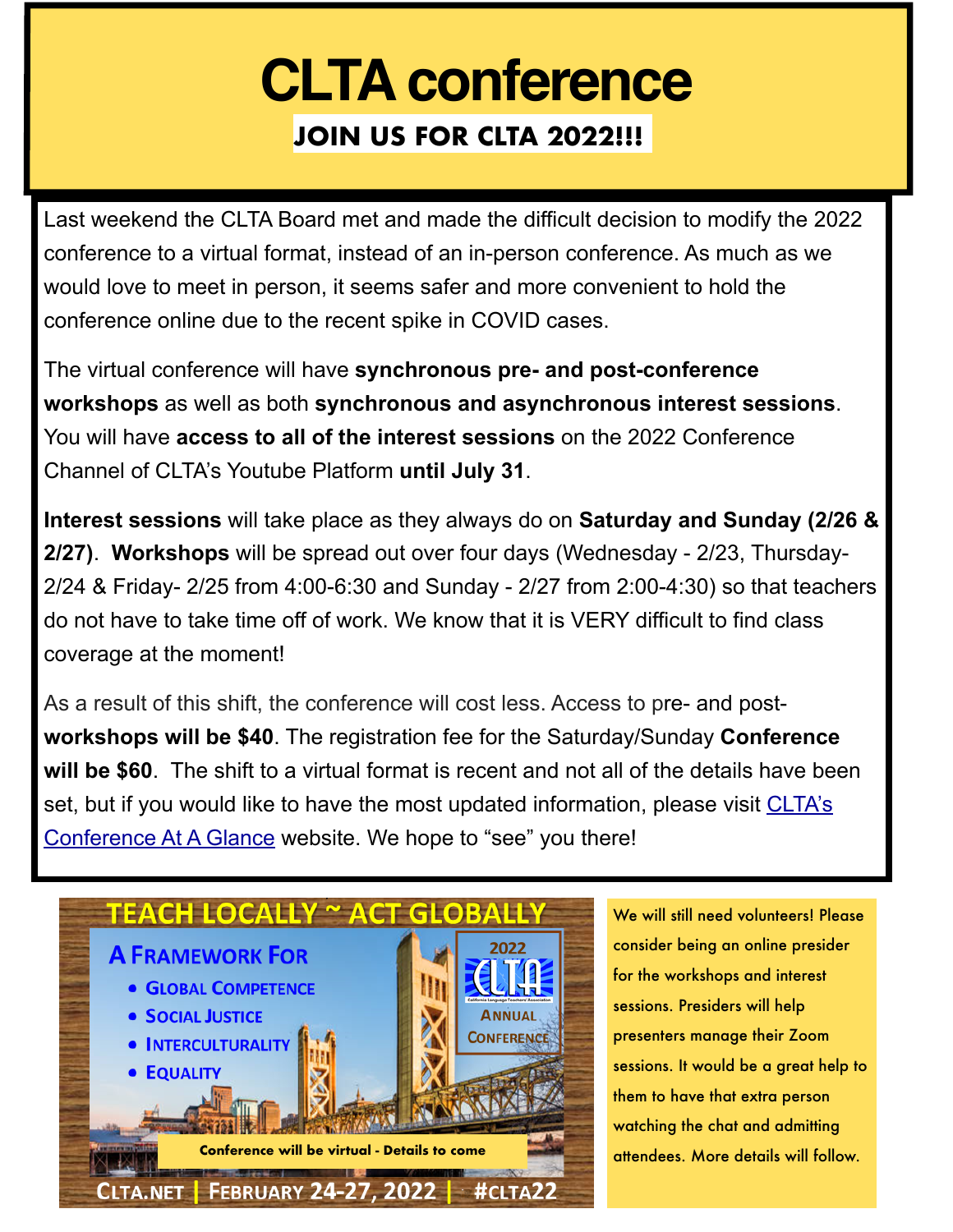# CLTA conference

## JOIN US FOR CLTA 2022!!!

Last weekend the CLTA Board met and made the difficult decision to modify the 2022 conference to a virtual format, instead of an in-person conference. As much as we would love to meet in person, it seems safer and more convenient to hold the conference online due to the recent spike in COVID cases.

The virtual conference will have **synchronous pre- and post-conference workshops** as well as both **synchronous and asynchronous interest sessions**. You will have **access to all of the interest sessions** on the 2022 Conference Channel of CLTA's Youtube Platform **until July 31**.

**Interest sessions** will take place as they always do on **Saturday and Sunday (2/26 & 2/27)**. **Workshops** will be spread out over four days (Wednesday - 2/23, Thursday- 2/24 & Friday- 2/25 from 4:00-6:30 and Sunday - 2/27 from 2:00-4:30) so that teachers do not have to take time off of work. We know that it is VERY difficult to find class coverage at the moment!

As a result of this shift, the conference will cost less. Access to pre- and post-**workshops will be $40**. The registration fee for the Saturday/Sunday **Conference will be $60**. The shift to a virtual format is recent and not all of the details have been set, but if you would like to have the most updated information, please visit CLTA's Conference At A Glance website. We hope to "see" you there!

**TEACH LOCALLY ~ ACT GLOBALLY**

A Framework For
- Global Competence
- Social Justice
- Interculturality
- Equality

2022 CLTA Annual Conference

Conference will be virtual - Details to come

CLTA.NET | FEBRUARY 24-27, 2022 | #CLTA22

We will still need volunteers! Please consider being an online presider for the workshops and interest sessions. Presiders will help presenters manage their Zoom sessions. It would be a great help to them to have that extra person watching the chat and admitting attendees. More details will follow.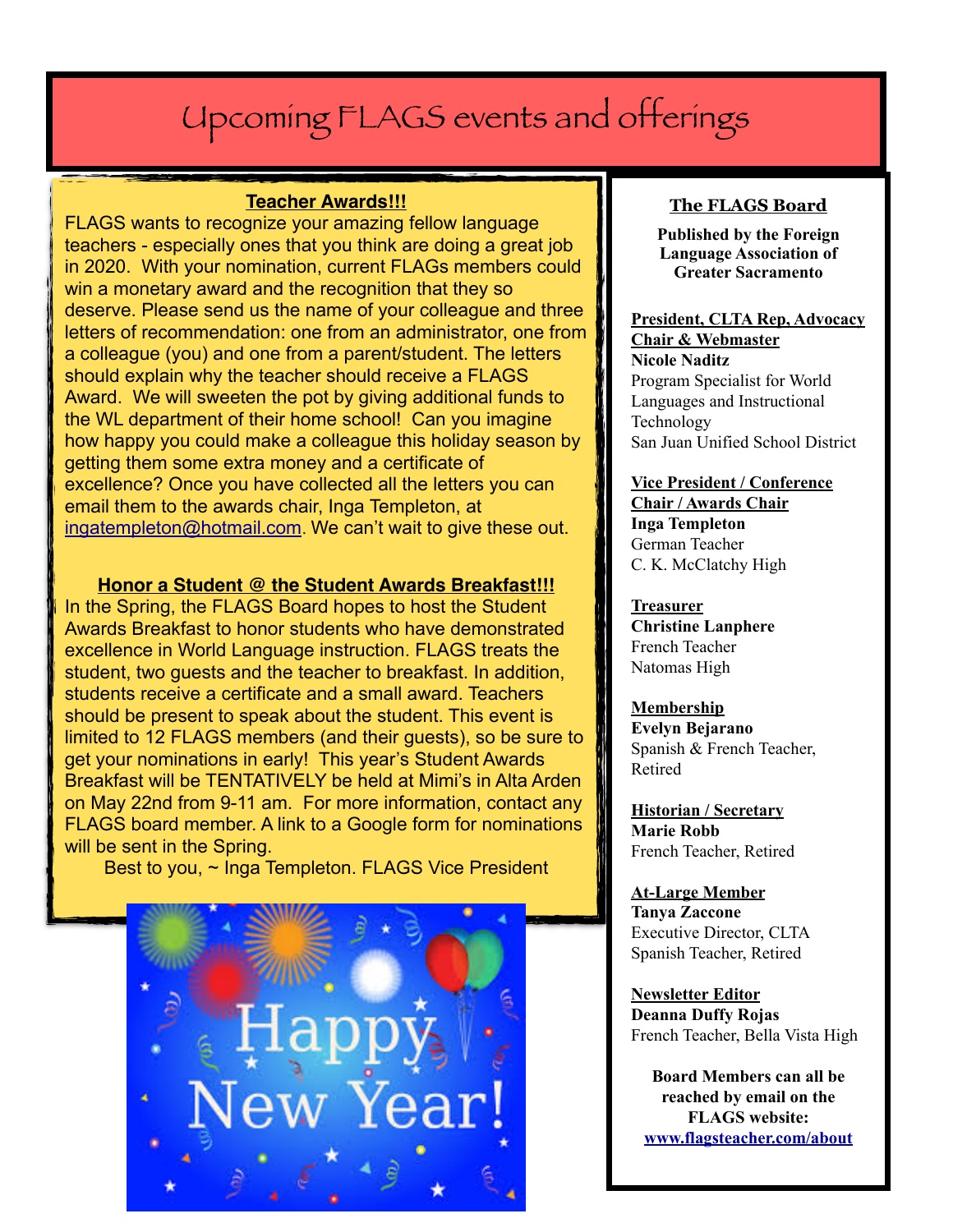// Upcoming FLAGS events and offerings

## Upcoming FLAGS events and offerings

### Teacher Awards!!!

FLAGS wants to recognize your amazing fellow language teachers - especially ones that you think are doing a great job in 2020. With your nomination, current FLAGs members could win a monetary award and the recognition that they so deserve. Please send us the name of your colleague and three letters of recommendation: one from an administrator, one from a colleague (you) and one from a parent/student. The letters should explain why the teacher should receive a FLAGS Award. We will sweeten the pot by giving additional funds to the WL department of their home school! Can you imagine how happy you could make a colleague this holiday season by getting them some extra money and a certificate of excellence? Once you have collected all the letters you can email them to the awards chair, Inga Templeton, at ingatempleton@hotmail.com. We can't wait to give these out.

### Honor a Student @ the Student Awards Breakfast!!!

In the Spring, the FLAGS Board hopes to host the Student Awards Breakfast to honor students who have demonstrated excellence in World Language instruction. FLAGS treats the student, two guests and the teacher to breakfast. In addition, students receive a certificate and a small award. Teachers should be present to speak about the student. This event is limited to 12 FLAGS members (and their guests), so be sure to get your nominations in early! This year's Student Awards Breakfast will be TENTATIVELY be held at Mimi's in Alta Arden on May 22nd from 9-11 am. For more information, contact any FLAGS board member. A link to a Google form for nominations will be sent in the Spring.

Best to you, ~ Inga Templeton. FLAGS Vice President

Happy New Year!

### The FLAGS Board

**Published by the Foreign Language Association of Greater Sacramento**

**President, CLTA Rep, Advocacy Chair & Webmaster**
**Nicole Naditz**
Program Specialist for World Languages and Instructional Technology
San Juan Unified School District

**Vice President / Conference Chair / Awards Chair**
**Inga Templeton**
German Teacher
C. K. McClatchy High

**Treasurer**
**Christine Lanphere**
French Teacher
Natomas High

**Membership**
**Evelyn Bejarano**
Spanish & French Teacher, Retired

**Historian / Secretary**
**Marie Robb**
French Teacher, Retired

**At-Large Member**
**Tanya Zaccone**
Executive Director, CLTA
Spanish Teacher, Retired

**Newsletter Editor**
**Deanna Duffy Rojas**
French Teacher, Bella Vista High

**Board Members can all be reached by email on the FLAGS website: www.flagsteacher.com/about**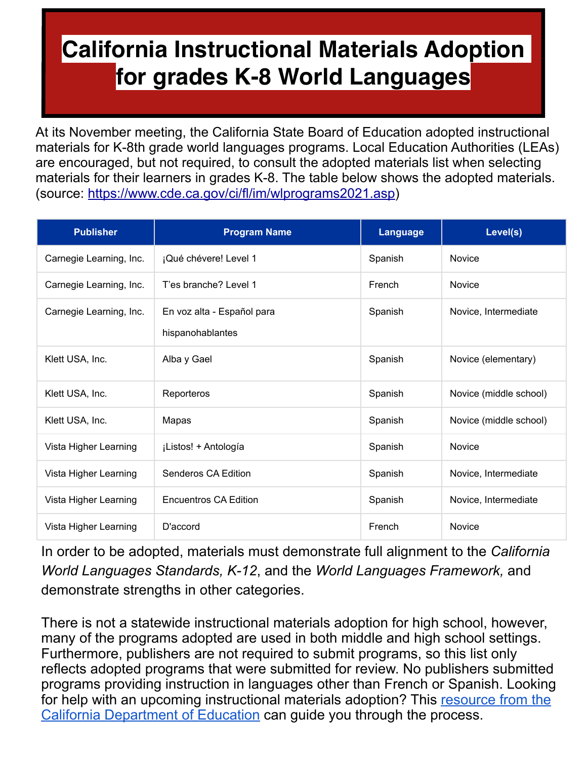# California Instructional Materials Adoption for grades K-8 World Languages

At its November meeting, the California State Board of Education adopted instructional materials for K-8th grade world languages programs. Local Education Authorities (LEAs) are encouraged, but not required, to consult the adopted materials list when selecting materials for their learners in grades K-8. The table below shows the adopted materials. (source: [https://www.cde.ca.gov/ci/fl/im/wlprograms2021.asp](https://www.cde.ca.gov/ci/fl/im/wlprograms2021.asp))

| Publisher | Program Name | Language | Level(s) |
| --- | --- | --- | --- |
| Carnegie Learning, Inc. | ¡Qué chévere! Level 1 | Spanish | Novice |
| Carnegie Learning, Inc. | T'es branche? Level 1 | French | Novice |
| Carnegie Learning, Inc. | En voz alta - Español para hispanohablantes | Spanish | Novice, Intermediate |
| Klett USA, Inc. | Alba y Gael | Spanish | Novice (elementary) |
| Klett USA, Inc. | Reporteros | Spanish | Novice (middle school) |
| Klett USA, Inc. | Mapas | Spanish | Novice (middle school) |
| Vista Higher Learning | ¡Listos! + Antología | Spanish | Novice |
| Vista Higher Learning | Senderos CA Edition | Spanish | Novice, Intermediate |
| Vista Higher Learning | Encuentros CA Edition | Spanish | Novice, Intermediate |
| Vista Higher Learning | D'accord | French | Novice |

In order to be adopted, materials must demonstrate full alignment to the *California World Languages Standards, K-12*, and the *World Languages Framework,* and demonstrate strengths in other categories.

There is not a statewide instructional materials adoption for high school, however, many of the programs adopted are used in both middle and high school settings. Furthermore, publishers are not required to submit programs, so this list only reflects adopted programs that were submitted for review. No publishers submitted programs providing instruction in languages other than French or Spanish. Looking for help with an upcoming instructional materials adoption? This resource from the California Department of Education can guide you through the process.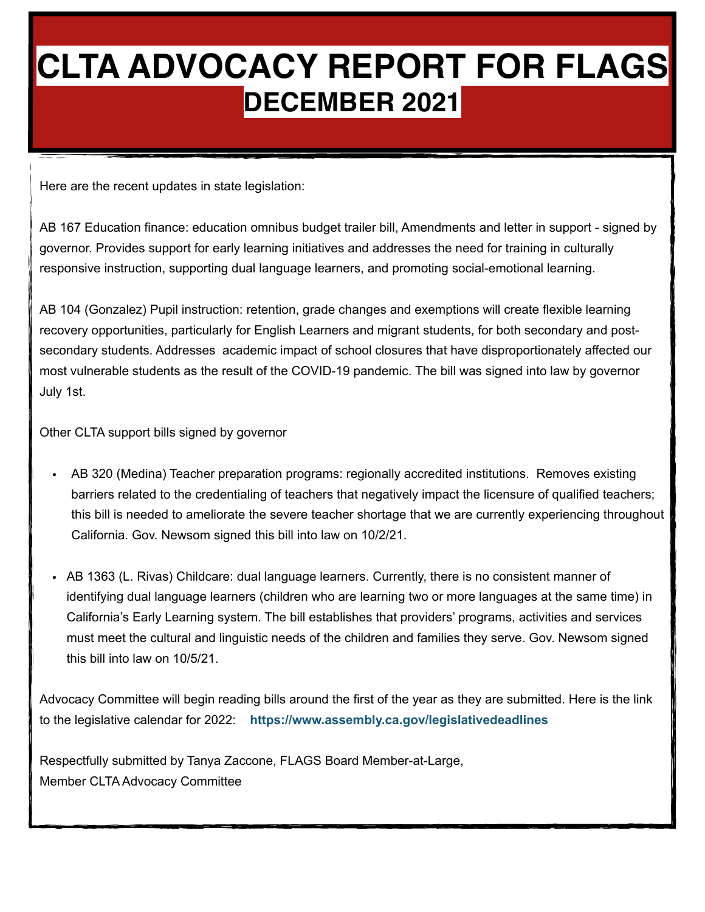# CLTA ADVOCACY REPORT FOR FLAGS

## DECEMBER 2021

Here are the recent updates in state legislation:

AB 167 Education finance: education omnibus budget trailer bill, Amendments and letter in support - signed by governor. Provides support for early learning initiatives and addresses the need for training in culturally responsive instruction, supporting dual language learners, and promoting social-emotional learning.

AB 104 (Gonzalez) Pupil instruction: retention, grade changes and exemptions will create flexible learning recovery opportunities, particularly for English Learners and migrant students, for both secondary and post-secondary students. Addresses academic impact of school closures that have disproportionately affected our most vulnerable students as the result of the COVID-19 pandemic. The bill was signed into law by governor July 1st.

Other CLTA support bills signed by governor

- AB 320 (Medina) Teacher preparation programs: regionally accredited institutions. Removes existing barriers related to the credentialing of teachers that negatively impact the licensure of qualified teachers; this bill is needed to ameliorate the severe teacher shortage that we are currently experiencing throughout California. Gov. Newsom signed this bill into law on 10/2/21.
- AB 1363 (L. Rivas) Childcare: dual language learners. Currently, there is no consistent manner of identifying dual language learners (children who are learning two or more languages at the same time) in California's Early Learning system. The bill establishes that providers' programs, activities and services must meet the cultural and linguistic needs of the children and families they serve. Gov. Newsom signed this bill into law on 10/5/21.

Advocacy Committee will begin reading bills around the first of the year as they are submitted. Here is the link to the legislative calendar for 2022: **https://www.assembly.ca.gov/legislativedeadlines**

Respectfully submitted by Tanya Zaccone, FLAGS Board Member-at-Large,
Member CLTA Advocacy Committee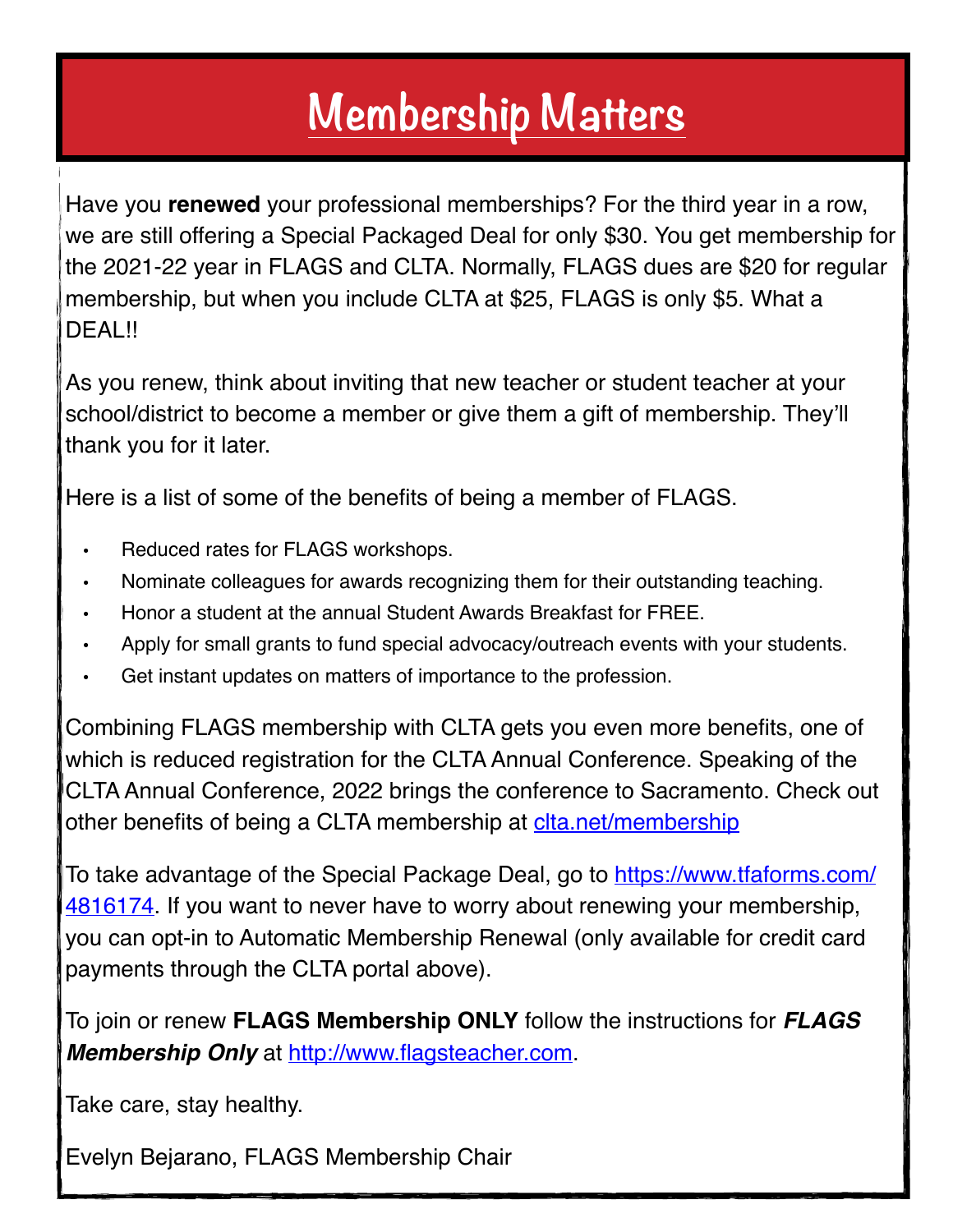# Membership Matters

Have you **renewed** your professional memberships? For the third year in a row, we are still offering a Special Packaged Deal for only $30. You get membership for the 2021-22 year in FLAGS and CLTA. Normally, FLAGS dues are $20 for regular membership, but when you include CLTA at $25, FLAGS is only $5. What a DEAL!!

As you renew, think about inviting that new teacher or student teacher at your school/district to become a member or give them a gift of membership. They'll thank you for it later.

Here is a list of some of the benefits of being a member of FLAGS.

- Reduced rates for FLAGS workshops.
- Nominate colleagues for awards recognizing them for their outstanding teaching.
- Honor a student at the annual Student Awards Breakfast for FREE.
- Apply for small grants to fund special advocacy/outreach events with your students.
- Get instant updates on matters of importance to the profession.

Combining FLAGS membership with CLTA gets you even more benefits, one of which is reduced registration for the CLTA Annual Conference. Speaking of the CLTA Annual Conference, 2022 brings the conference to Sacramento. Check out other benefits of being a CLTA membership at [clta.net/membership](clta.net/membership)

To take advantage of the Special Package Deal, go to [https://www.tfaforms.com/4816174](https://www.tfaforms.com/4816174). If you want to never have to worry about renewing your membership, you can opt-in to Automatic Membership Renewal (only available for credit card payments through the CLTA portal above).

To join or renew **FLAGS Membership ONLY** follow the instructions for ***FLAGS Membership Only*** at [http://www.flagsteacher.com](http://www.flagsteacher.com).

Take care, stay healthy.

Evelyn Bejarano, FLAGS Membership Chair